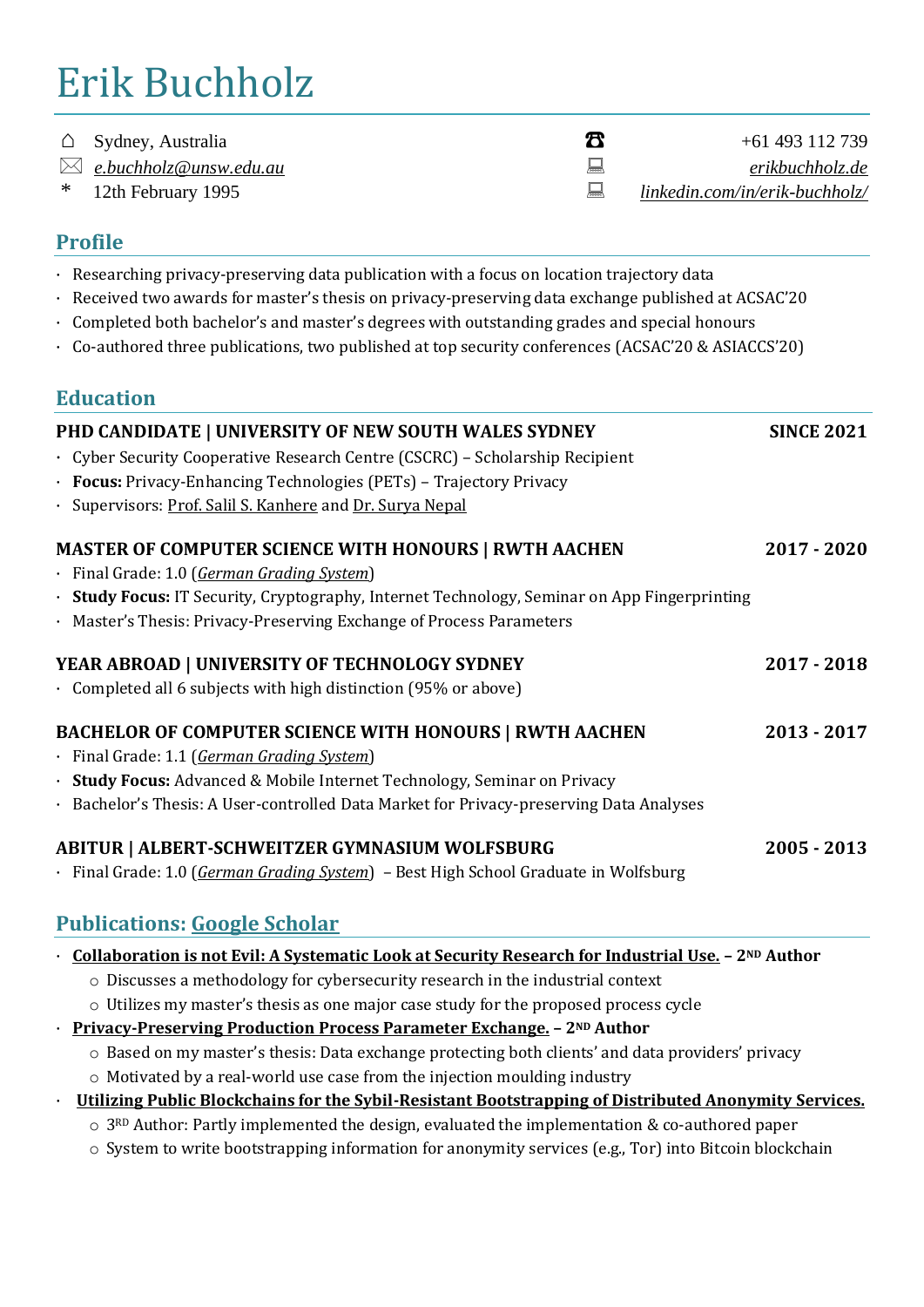# Erik Buchholz

⌂ Sydney, Australia
☎ +61 493 112 739
✉ *e.buchholz@unsw.edu.au*
💻 *erikbuchholz.de*
\* 12th February 1995
💻 *linkedin.com/in/erik-buchholz/*

## Profile

- Researching privacy-preserving data publication with a focus on location trajectory data
- Received two awards for master's thesis on privacy-preserving data exchange published at ACSAC'20
- Completed both bachelor's and master's degrees with outstanding grades and special honours
- Co-authored three publications, two published at top security conferences (ACSAC'20 & ASIACCS'20)

## Education

**PHD CANDIDATE | UNIVERSITY OF NEW SOUTH WALES SYDNEY** — **SINCE 2021**

- Cyber Security Cooperative Research Centre (CSCRC) – Scholarship Recipient
- **Focus:** Privacy-Enhancing Technologies (PETs) – Trajectory Privacy
- Supervisors: Prof. Salil S. Kanhere and Dr. Surya Nepal

**MASTER OF COMPUTER SCIENCE WITH HONOURS | RWTH AACHEN** — **2017 - 2020**

- Final Grade: 1.0 (*German Grading System*)
- **Study Focus:** IT Security, Cryptography, Internet Technology, Seminar on App Fingerprinting
- Master's Thesis: Privacy-Preserving Exchange of Process Parameters

**YEAR ABROAD | UNIVERSITY OF TECHNOLOGY SYDNEY** — **2017 - 2018**

- Completed all 6 subjects with high distinction (95% or above)

**BACHELOR OF COMPUTER SCIENCE WITH HONOURS | RWTH AACHEN** — **2013 - 2017**

- Final Grade: 1.1 (*German Grading System*)
- **Study Focus:** Advanced & Mobile Internet Technology, Seminar on Privacy
- Bachelor's Thesis: A User-controlled Data Market for Privacy-preserving Data Analyses

**ABITUR | ALBERT-SCHWEITZER GYMNASIUM WOLFSBURG** — **2005 - 2013**

- Final Grade: 1.0 (*German Grading System*) – Best High School Graduate in Wolfsburg

## Publications: Google Scholar

- **Collaboration is not Evil: A Systematic Look at Security Research for Industrial Use. – 2ND Author**
  - Discusses a methodology for cybersecurity research in the industrial context
  - Utilizes my master's thesis as one major case study for the proposed process cycle
- **Privacy-Preserving Production Process Parameter Exchange. – 2ND Author**
  - Based on my master's thesis: Data exchange protecting both clients' and data providers' privacy
  - Motivated by a real-world use case from the injection moulding industry
- **Utilizing Public Blockchains for the Sybil-Resistant Bootstrapping of Distributed Anonymity Services.**
  - 3RD Author: Partly implemented the design, evaluated the implementation & co-authored paper
  - System to write bootstrapping information for anonymity services (e.g., Tor) into Bitcoin blockchain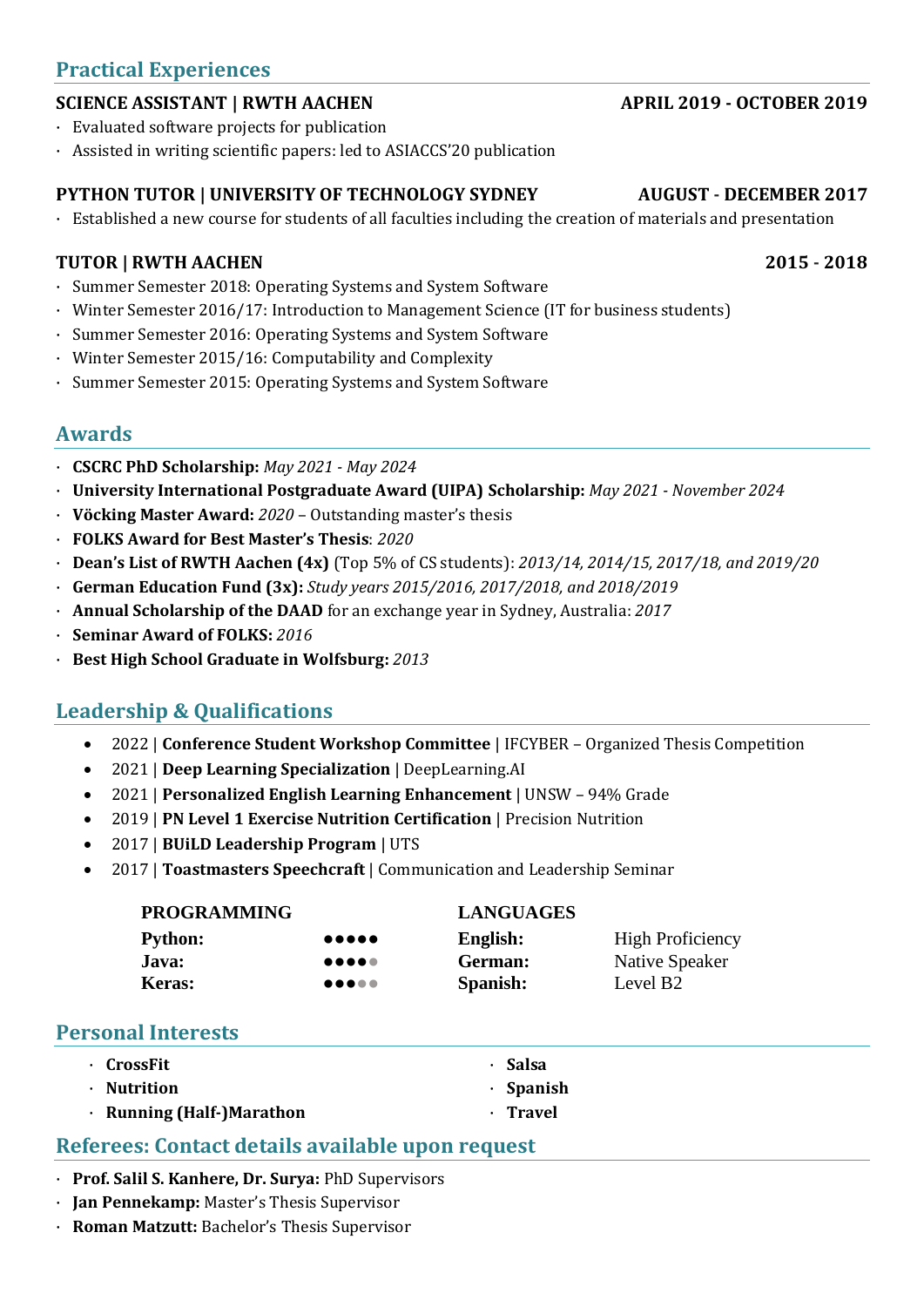## Practical Experiences

**SCIENCE ASSISTANT | RWTH AACHEN** — **APRIL 2019 - OCTOBER 2019**

- Evaluated software projects for publication
- Assisted in writing scientific papers: led to ASIACCS'20 publication

**PYTHON TUTOR | UNIVERSITY OF TECHNOLOGY SYDNEY** — **AUGUST - DECEMBER 2017**

- Established a new course for students of all faculties including the creation of materials and presentation

**TUTOR | RWTH AACHEN** — **2015 - 2018**

- Summer Semester 2018: Operating Systems and System Software
- Winter Semester 2016/17: Introduction to Management Science (IT for business students)
- Summer Semester 2016: Operating Systems and System Software
- Winter Semester 2015/16: Computability and Complexity
- Summer Semester 2015: Operating Systems and System Software

## Awards

- **CSCRC PhD Scholarship:** *May 2021 - May 2024*
- **University International Postgraduate Award (UIPA) Scholarship:** *May 2021 - November 2024*
- **Vöcking Master Award:** *2020* – Outstanding master's thesis
- **FOLKS Award for Best Master's Thesis**: *2020*
- **Dean's List of RWTH Aachen (4x)** (Top 5% of CS students): *2013/14, 2014/15, 2017/18, and 2019/20*
- **German Education Fund (3x):** *Study years 2015/2016, 2017/2018, and 2018/2019*
- **Annual Scholarship of the DAAD** for an exchange year in Sydney, Australia: *2017*
- **Seminar Award of FOLKS:** *2016*
- **Best High School Graduate in Wolfsburg:** *2013*

## Leadership & Qualifications

- 2022 | **Conference Student Workshop Committee** | IFCYBER – Organized Thesis Competition
- 2021 | **Deep Learning Specialization** | DeepLearning.AI
- 2021 | **Personalized English Learning Enhancement** | UNSW – 94% Grade
- 2019 | **PN Level 1 Exercise Nutrition Certification** | Precision Nutrition
- 2017 | **BUiLD Leadership Program** | UTS
- 2017 | **Toastmasters Speechcraft** | Communication and Leadership Seminar

| PROGRAMMING | | LANGUAGES | |
|---|---|---|---|
| **Python:** | ●●●●● | **English:** | High Proficiency |
| **Java:** | ●●●●○ | **German:** | Native Speaker |
| **Keras:** | ●●●○○ | **Spanish:** | Level B2 |

## Personal Interests

- **CrossFit**
- **Nutrition**
- **Running (Half-)Marathon**
- **Salsa**
- **Spanish**
- **Travel**

## Referees: Contact details available upon request

- **Prof. Salil S. Kanhere, Dr. Surya:** PhD Supervisors
- **Jan Pennekamp:** Master's Thesis Supervisor
- **Roman Matzutt:** Bachelor's Thesis Supervisor